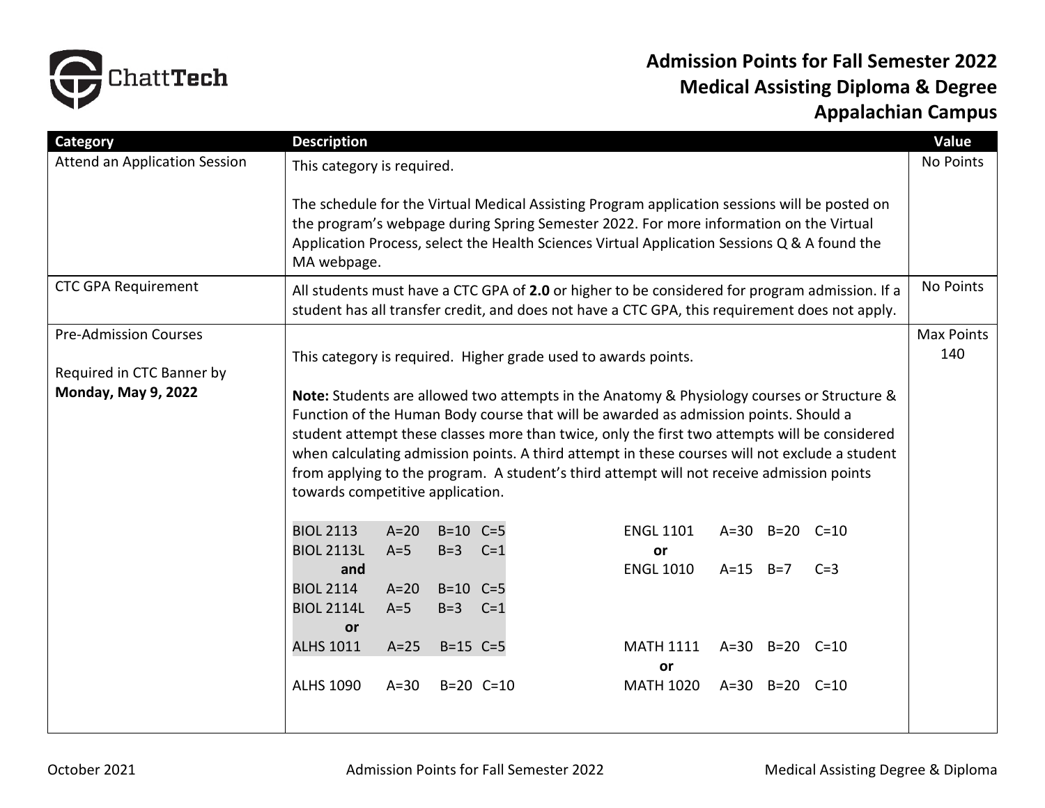# Admission Points for Fall Semester 2022
## Medical Assisting Diploma & Degree
## Appalachian Campus

| Category | Description | Value |
|---|---|---|
| Attend an Application Session | This category is required.<br><br>The schedule for the Virtual Medical Assisting Program application sessions will be posted on the program's webpage during Spring Semester 2022. For more information on the Virtual Application Process, select the Health Sciences Virtual Application Sessions Q & A found the MA webpage. | No Points |
| CTC GPA Requirement | All students must have a CTC GPA of **2.0** or higher to be considered for program admission. If a student has all transfer credit, and does not have a CTC GPA, this requirement does not apply. | No Points |
| Pre-Admission Courses<br><br>Required in CTC Banner by **Monday, May 9, 2022** | This category is required. Higher grade used to awards points.<br><br>**Note:** Students are allowed two attempts in the Anatomy & Physiology courses or Structure & Function of the Human Body course that will be awarded as admission points. Should a student attempt these classes more than twice, only the first two attempts will be considered when calculating admission points. A third attempt in these courses will not exclude a student from applying to the program. A student's third attempt will not receive admission points towards competitive application.<br><br>BIOL 2113 A=20 B=10 C=5<br>BIOL 2113L A=5 B=3 C=1<br>**and**<br>BIOL 2114 A=20 B=10 C=5<br>BIOL 2114L A=5 B=3 C=1<br>**or**<br>ALHS 1011 A=25 B=15 C=5<br><br>ALHS 1090 A=30 B=20 C=10<br><br>ENGL 1101 A=30 B=20 C=10<br>**or**<br>ENGL 1010 A=15 B=7 C=3<br><br>MATH 1111 A=30 B=20 C=10<br>**or**<br>MATH 1020 A=30 B=20 C=10 | Max Points 140 |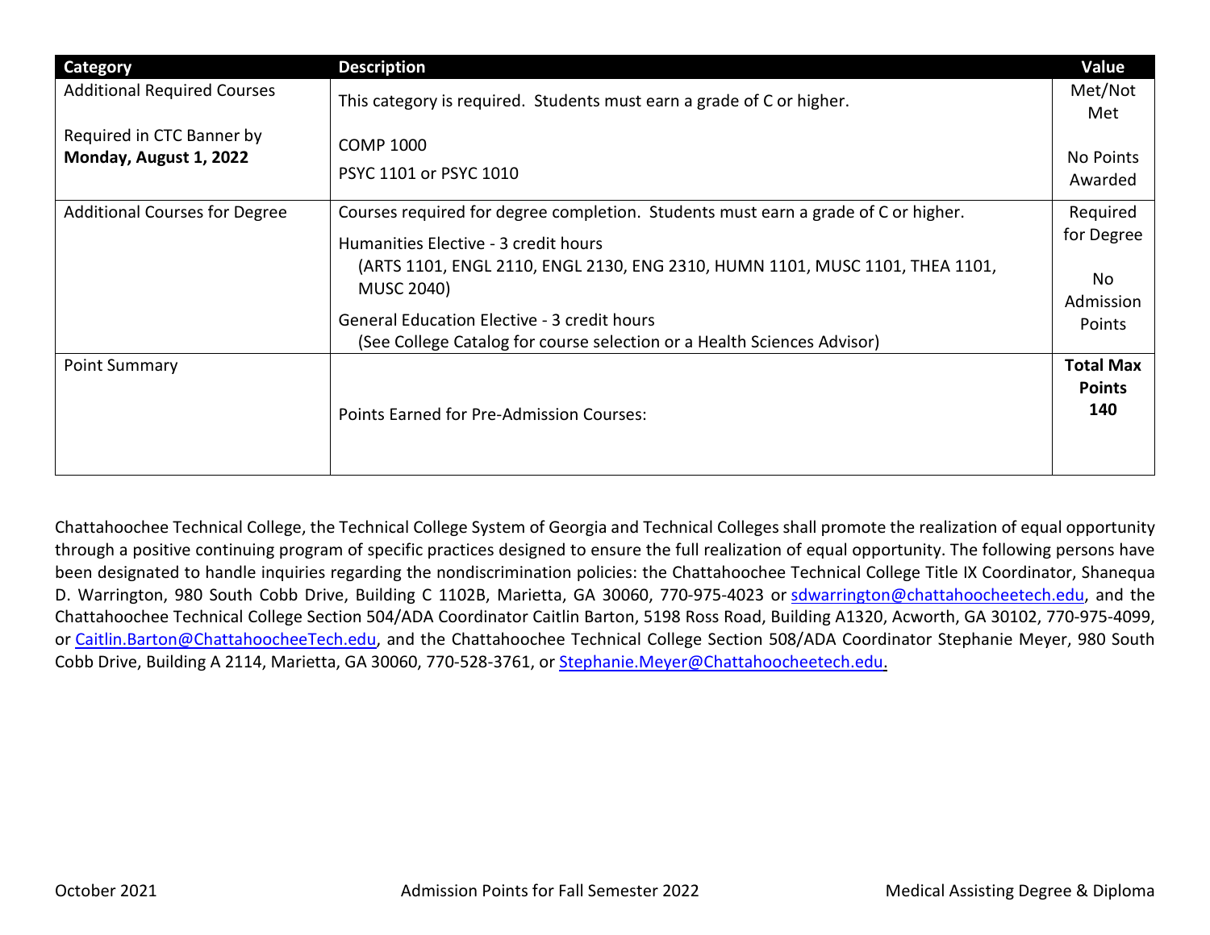| Category | Description | Value |
|---|---|---|
| Additional Required Courses<br><br>Required in CTC Banner by **Monday, August 1, 2022** | This category is required. Students must earn a grade of C or higher.<br><br>COMP 1000<br>PSYC 1101 or PSYC 1010 | Met/Not Met<br><br>No Points Awarded |
| Additional Courses for Degree | Courses required for degree completion. Students must earn a grade of C or higher.<br><br>Humanities Elective - 3 credit hours<br>(ARTS 1101, ENGL 2110, ENGL 2130, ENG 2310, HUMN 1101, MUSC 1101, THEA 1101, MUSC 2040)<br><br>General Education Elective - 3 credit hours<br>(See College Catalog for course selection or a Health Sciences Advisor) | Required for Degree<br><br>No Admission Points |
| Point Summary | Points Earned for Pre-Admission Courses: | **Total Max Points 140** |

Chattahoochee Technical College, the Technical College System of Georgia and Technical Colleges shall promote the realization of equal opportunity through a positive continuing program of specific practices designed to ensure the full realization of equal opportunity. The following persons have been designated to handle inquiries regarding the nondiscrimination policies: the Chattahoochee Technical College Title IX Coordinator, Shanequa D. Warrington, 980 South Cobb Drive, Building C 1102B, Marietta, GA 30060, 770-975-4023 or sdwarrington@chattahoocheetech.edu, and the Chattahoochee Technical College Section 504/ADA Coordinator Caitlin Barton, 5198 Ross Road, Building A1320, Acworth, GA 30102, 770-975-4099, or Caitlin.Barton@ChattahoocheeTech.edu, and the Chattahoochee Technical College Section 508/ADA Coordinator Stephanie Meyer, 980 South Cobb Drive, Building A 2114, Marietta, GA 30060, 770-528-3761, or Stephanie.Meyer@Chattahoocheetech.edu.